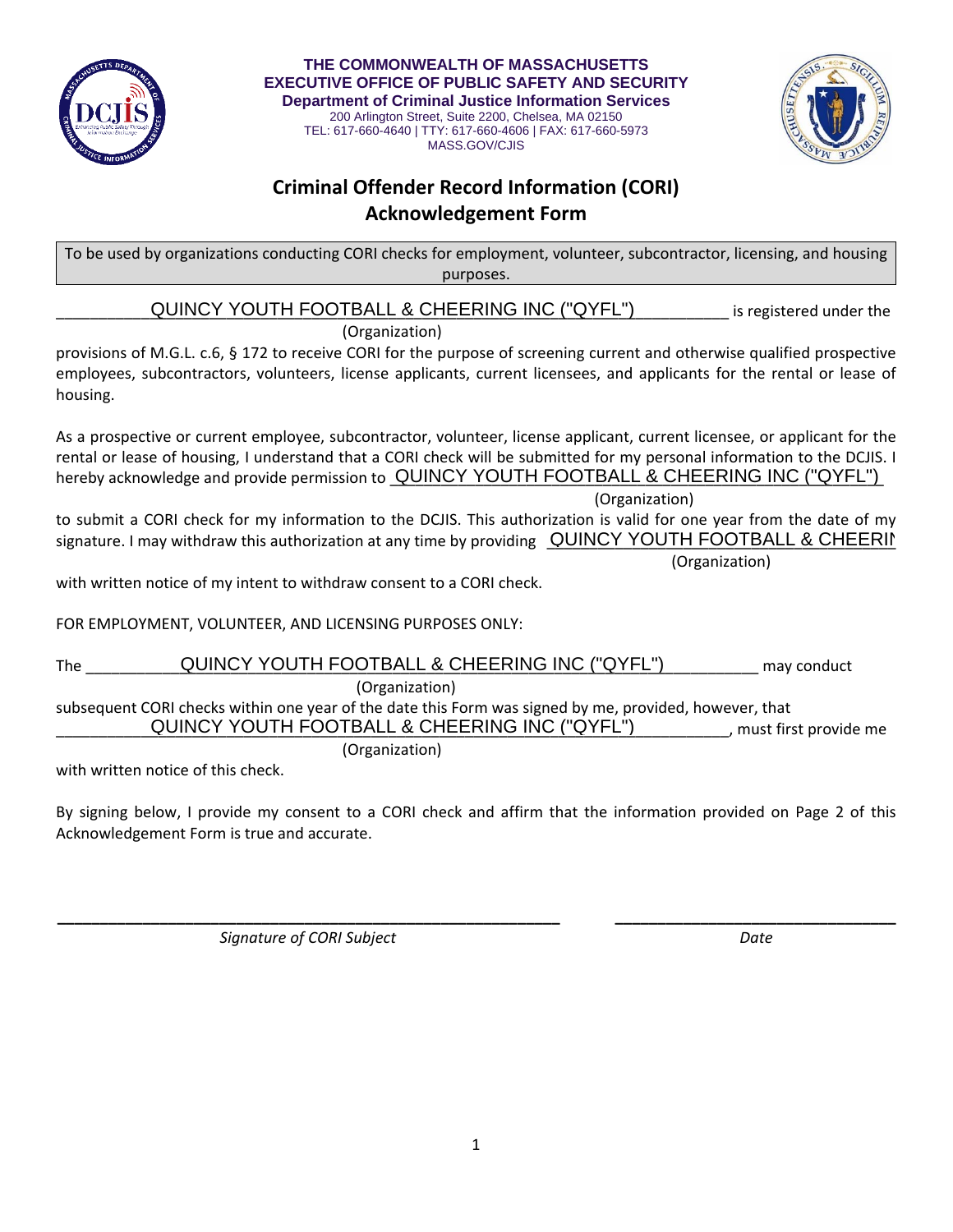**THE COMMONWEALTH OF MASSACHUSETTS**
**EXECUTIVE OFFICE OF PUBLIC SAFETY AND SECURITY**
**Department of Criminal Justice Information Services**
200 Arlington Street, Suite 2200, Chelsea, MA 02150
TEL: 617-660-4640 | TTY: 617-660-4606 | FAX: 617-660-5973
MASS.GOV/CJIS

# Criminal Offender Record Information (CORI) Acknowledgement Form

To be used by organizations conducting CORI checks for employment, volunteer, subcontractor, licensing, and housing purposes.

QUINCY YOUTH FOOTBALL & CHEERING INC ("QYFL") (Organization) is registered under the provisions of M.G.L. c.6, § 172 to receive CORI for the purpose of screening current and otherwise qualified prospective employees, subcontractors, volunteers, license applicants, current licensees, and applicants for the rental or lease of housing.

As a prospective or current employee, subcontractor, volunteer, license applicant, current licensee, or applicant for the rental or lease of housing, I understand that a CORI check will be submitted for my personal information to the DCJIS. I hereby acknowledge and provide permission to QUINCY YOUTH FOOTBALL & CHEERING INC ("QYFL") (Organization) to submit a CORI check for my information to the DCJIS. This authorization is valid for one year from the date of my signature. I may withdraw this authorization at any time by providing QUINCY YOUTH FOOTBALL & CHEERIN (Organization) with written notice of my intent to withdraw consent to a CORI check.

FOR EMPLOYMENT, VOLUNTEER, AND LICENSING PURPOSES ONLY:

The QUINCY YOUTH FOOTBALL & CHEERING INC ("QYFL") (Organization) may conduct subsequent CORI checks within one year of the date this Form was signed by me, provided, however, that QUINCY YOUTH FOOTBALL & CHEERING INC ("QYFL") (Organization), must first provide me with written notice of this check.

By signing below, I provide my consent to a CORI check and affirm that the information provided on Page 2 of this Acknowledgement Form is true and accurate.

\_\_\_\_\_\_\_\_\_\_\_\_\_\_\_\_\_\_\_\_\_\_\_\_\_\_\_\_\_\_\_\_\_\_\_\_\_\_\_\_ &nbsp;&nbsp;&nbsp;&nbsp; \_\_\_\_\_\_\_\_\_\_\_\_\_\_\_\_\_\_\_\_\_\_

*Signature of CORI Subject* &nbsp;&nbsp;&nbsp;&nbsp; *Date*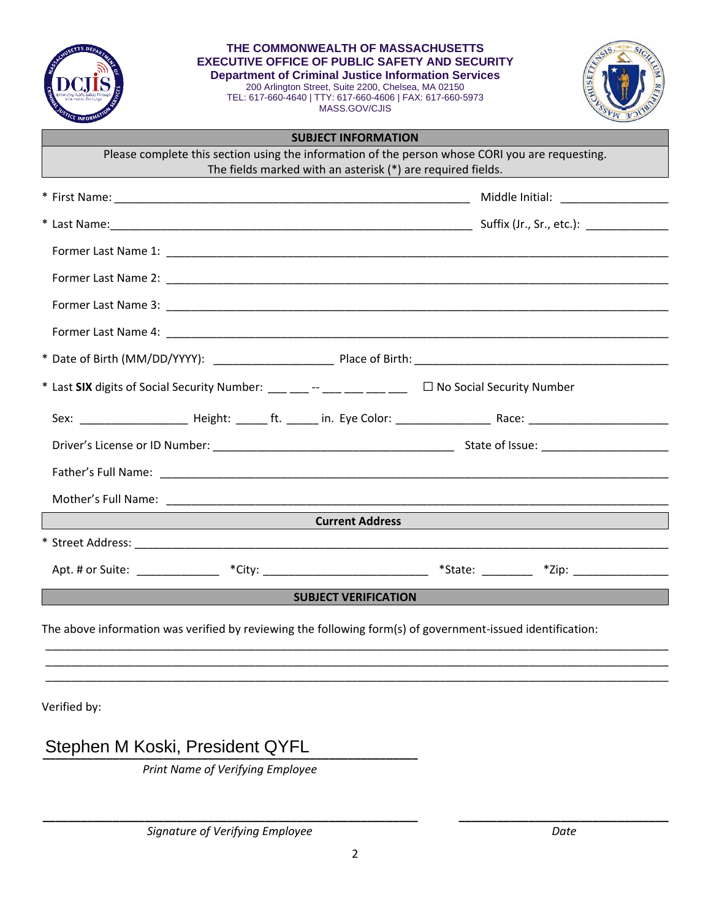**THE COMMONWEALTH OF MASSACHUSETTS**
**EXECUTIVE OFFICE OF PUBLIC SAFETY AND SECURITY**
**Department of Criminal Justice Information Services**
200 Arlington Street, Suite 2200, Chelsea, MA 02150
TEL: 617-660-4640 | TTY: 617-660-4606 | FAX: 617-660-5973
MASS.GOV/CJIS

## SUBJECT INFORMATION

Please complete this section using the information of the person whose CORI you are requesting.
The fields marked with an asterisk (*) are required fields.

\* First Name: ________________________________ Middle Initial: __________

\* Last Name: ________________________________ Suffix (Jr., Sr., etc.): __________

Former Last Name 1: ________________________________

Former Last Name 2: ________________________________

Former Last Name 3: ________________________________

Former Last Name 4: ________________________________

\* Date of Birth (MM/DD/YYYY): ______________ Place of Birth: ______________________

\* Last **SIX** digits of Social Security Number: ___ ___ -- ___ ___ ___ ___ ☐ No Social Security Number

Sex: __________ Height: _____ ft. _____ in. Eye Color: __________ Race: ______________

Driver's License or ID Number: ______________________ State of Issue: ______________

Father's Full Name: ________________________________

Mother's Full Name: ________________________________

### Current Address

\* Street Address: ________________________________

Apt. # or Suite: __________ *City: ______________ *State: ________ *Zip: __________

## SUBJECT VERIFICATION

The above information was verified by reviewing the following form(s) of government-issued identification:

________________________________________________________________

________________________________________________________________

________________________________________________________________

Verified by:

Stephen M Koski, President QYFL
*Print Name of Verifying Employee*

________________________________ ________________
*Signature of Verifying Employee* *Date*